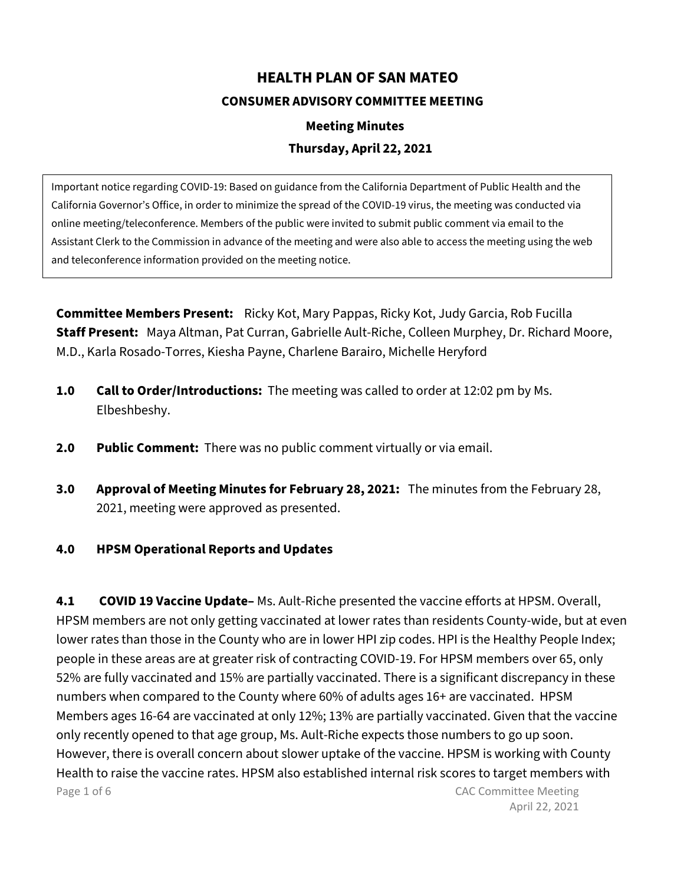# HEALTH PLAN OF SAN MATEO

## CONSUMER ADVISORY COMMITTEE MEETING

### Meeting Minutes

### Thursday, April 22, 2021

> Important notice regarding COVID-19: Based on guidance from the California Department of Public Health and the California Governor's Office, in order to minimize the spread of the COVID-19 virus, the meeting was conducted via online meeting/teleconference. Members of the public were invited to submit public comment via email to the Assistant Clerk to the Commission in advance of the meeting and were also able to access the meeting using the web and teleconference information provided on the meeting notice.

**Committee Members Present:** Ricky Kot, Mary Pappas, Ricky Kot, Judy Garcia, Rob Fucilla
**Staff Present:** Maya Altman, Pat Curran, Gabrielle Ault-Riche, Colleen Murphey, Dr. Richard Moore, M.D., Karla Rosado-Torres, Kiesha Payne, Charlene Barairo, Michelle Heryford

**1.0 Call to Order/Introductions:** The meeting was called to order at 12:02 pm by Ms. Elbeshbeshy.

**2.0 Public Comment:** There was no public comment virtually or via email.

**3.0 Approval of Meeting Minutes for February 28, 2021:** The minutes from the February 28, 2021, meeting were approved as presented.

**4.0 HPSM Operational Reports and Updates**

**4.1 COVID 19 Vaccine Update–** Ms. Ault-Riche presented the vaccine efforts at HPSM. Overall, HPSM members are not only getting vaccinated at lower rates than residents County-wide, but at even lower rates than those in the County who are in lower HPI zip codes. HPI is the Healthy People Index; people in these areas are at greater risk of contracting COVID-19. For HPSM members over 65, only 52% are fully vaccinated and 15% are partially vaccinated. There is a significant discrepancy in these numbers when compared to the County where 60% of adults ages 16+ are vaccinated. HPSM Members ages 16-64 are vaccinated at only 12%; 13% are partially vaccinated. Given that the vaccine only recently opened to that age group, Ms. Ault-Riche expects those numbers to go up soon. However, there is overall concern about slower uptake of the vaccine. HPSM is working with County Health to raise the vaccine rates. HPSM also established internal risk scores to target members with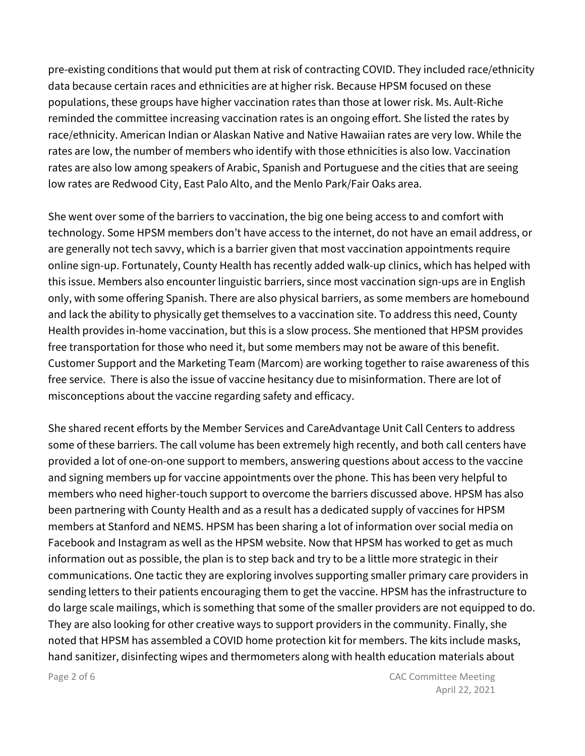pre-existing conditions that would put them at risk of contracting COVID. They included race/ethnicity data because certain races and ethnicities are at higher risk. Because HPSM focused on these populations, these groups have higher vaccination rates than those at lower risk. Ms. Ault-Riche reminded the committee increasing vaccination rates is an ongoing effort. She listed the rates by race/ethnicity. American Indian or Alaskan Native and Native Hawaiian rates are very low. While the rates are low, the number of members who identify with those ethnicities is also low. Vaccination rates are also low among speakers of Arabic, Spanish and Portuguese and the cities that are seeing low rates are Redwood City, East Palo Alto, and the Menlo Park/Fair Oaks area.

She went over some of the barriers to vaccination, the big one being access to and comfort with technology. Some HPSM members don't have access to the internet, do not have an email address, or are generally not tech savvy, which is a barrier given that most vaccination appointments require online sign-up. Fortunately, County Health has recently added walk-up clinics, which has helped with this issue. Members also encounter linguistic barriers, since most vaccination sign-ups are in English only, with some offering Spanish. There are also physical barriers, as some members are homebound and lack the ability to physically get themselves to a vaccination site. To address this need, County Health provides in-home vaccination, but this is a slow process. She mentioned that HPSM provides free transportation for those who need it, but some members may not be aware of this benefit. Customer Support and the Marketing Team (Marcom) are working together to raise awareness of this free service. There is also the issue of vaccine hesitancy due to misinformation. There are lot of misconceptions about the vaccine regarding safety and efficacy.

She shared recent efforts by the Member Services and CareAdvantage Unit Call Centers to address some of these barriers. The call volume has been extremely high recently, and both call centers have provided a lot of one-on-one support to members, answering questions about access to the vaccine and signing members up for vaccine appointments over the phone. This has been very helpful to members who need higher-touch support to overcome the barriers discussed above. HPSM has also been partnering with County Health and as a result has a dedicated supply of vaccines for HPSM members at Stanford and NEMS. HPSM has been sharing a lot of information over social media on Facebook and Instagram as well as the HPSM website. Now that HPSM has worked to get as much information out as possible, the plan is to step back and try to be a little more strategic in their communications. One tactic they are exploring involves supporting smaller primary care providers in sending letters to their patients encouraging them to get the vaccine. HPSM has the infrastructure to do large scale mailings, which is something that some of the smaller providers are not equipped to do. They are also looking for other creative ways to support providers in the community. Finally, she noted that HPSM has assembled a COVID home protection kit for members. The kits include masks, hand sanitizer, disinfecting wipes and thermometers along with health education materials about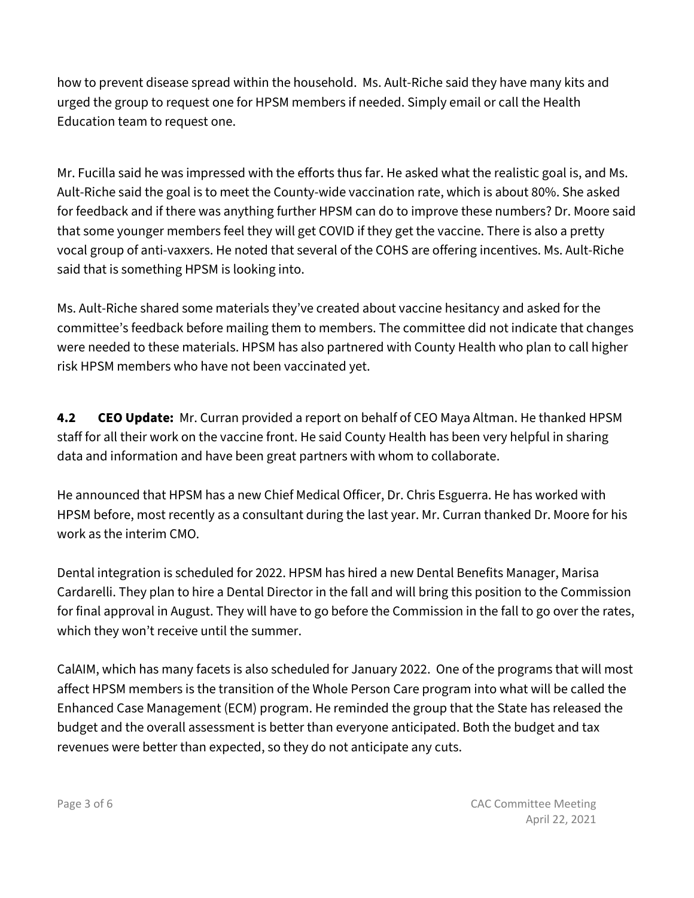how to prevent disease spread within the household. Ms. Ault-Riche said they have many kits and urged the group to request one for HPSM members if needed. Simply email or call the Health Education team to request one.

Mr. Fucilla said he was impressed with the efforts thus far. He asked what the realistic goal is, and Ms. Ault-Riche said the goal is to meet the County-wide vaccination rate, which is about 80%. She asked for feedback and if there was anything further HPSM can do to improve these numbers? Dr. Moore said that some younger members feel they will get COVID if they get the vaccine. There is also a pretty vocal group of anti-vaxxers. He noted that several of the COHS are offering incentives. Ms. Ault-Riche said that is something HPSM is looking into.

Ms. Ault-Riche shared some materials they've created about vaccine hesitancy and asked for the committee's feedback before mailing them to members. The committee did not indicate that changes were needed to these materials. HPSM has also partnered with County Health who plan to call higher risk HPSM members who have not been vaccinated yet.

**4.2 CEO Update:** Mr. Curran provided a report on behalf of CEO Maya Altman. He thanked HPSM staff for all their work on the vaccine front. He said County Health has been very helpful in sharing data and information and have been great partners with whom to collaborate.

He announced that HPSM has a new Chief Medical Officer, Dr. Chris Esguerra. He has worked with HPSM before, most recently as a consultant during the last year. Mr. Curran thanked Dr. Moore for his work as the interim CMO.

Dental integration is scheduled for 2022. HPSM has hired a new Dental Benefits Manager, Marisa Cardarelli. They plan to hire a Dental Director in the fall and will bring this position to the Commission for final approval in August. They will have to go before the Commission in the fall to go over the rates, which they won't receive until the summer.

CalAIM, which has many facets is also scheduled for January 2022. One of the programs that will most affect HPSM members is the transition of the Whole Person Care program into what will be called the Enhanced Case Management (ECM) program. He reminded the group that the State has released the budget and the overall assessment is better than everyone anticipated. Both the budget and tax revenues were better than expected, so they do not anticipate any cuts.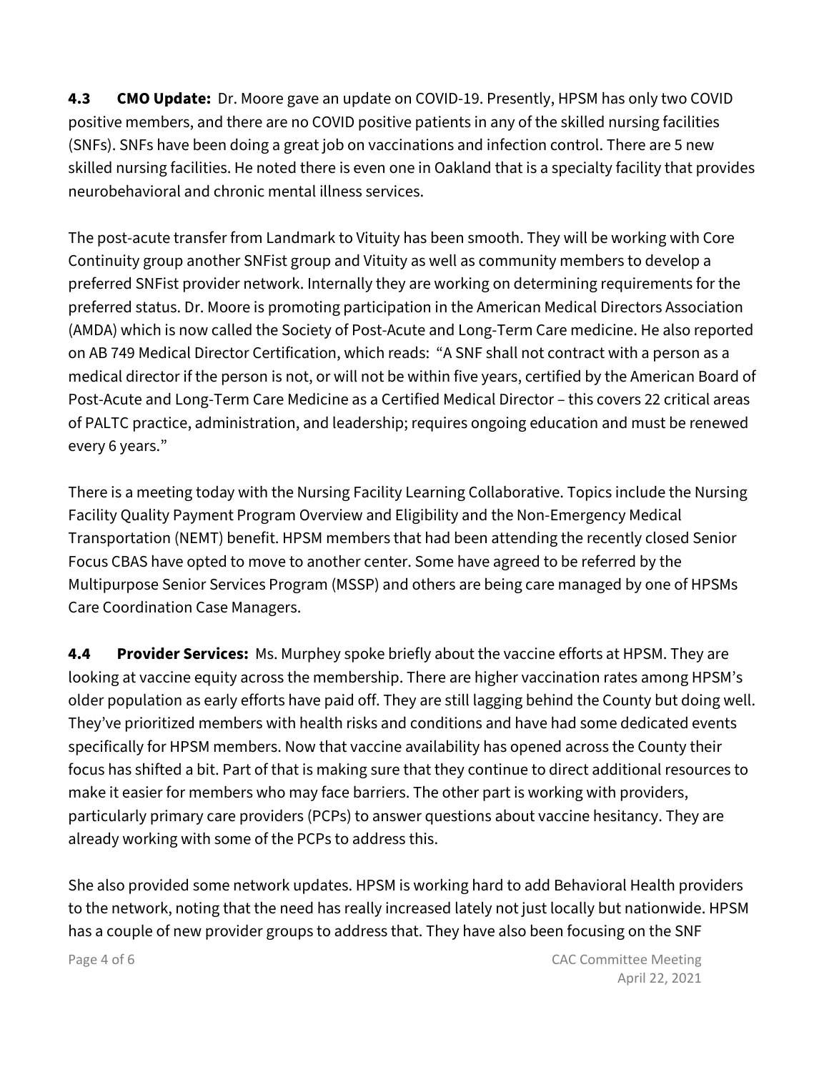**4.3 CMO Update:** Dr. Moore gave an update on COVID-19. Presently, HPSM has only two COVID positive members, and there are no COVID positive patients in any of the skilled nursing facilities (SNFs). SNFs have been doing a great job on vaccinations and infection control. There are 5 new skilled nursing facilities. He noted there is even one in Oakland that is a specialty facility that provides neurobehavioral and chronic mental illness services.

The post-acute transfer from Landmark to Vituity has been smooth. They will be working with Core Continuity group another SNFist group and Vituity as well as community members to develop a preferred SNFist provider network. Internally they are working on determining requirements for the preferred status. Dr. Moore is promoting participation in the American Medical Directors Association (AMDA) which is now called the Society of Post-Acute and Long-Term Care medicine. He also reported on AB 749 Medical Director Certification, which reads: "A SNF shall not contract with a person as a medical director if the person is not, or will not be within five years, certified by the American Board of Post-Acute and Long-Term Care Medicine as a Certified Medical Director – this covers 22 critical areas of PALTC practice, administration, and leadership; requires ongoing education and must be renewed every 6 years."

There is a meeting today with the Nursing Facility Learning Collaborative. Topics include the Nursing Facility Quality Payment Program Overview and Eligibility and the Non-Emergency Medical Transportation (NEMT) benefit. HPSM members that had been attending the recently closed Senior Focus CBAS have opted to move to another center. Some have agreed to be referred by the Multipurpose Senior Services Program (MSSP) and others are being care managed by one of HPSMs Care Coordination Case Managers.

**4.4 Provider Services:** Ms. Murphey spoke briefly about the vaccine efforts at HPSM. They are looking at vaccine equity across the membership. There are higher vaccination rates among HPSM's older population as early efforts have paid off. They are still lagging behind the County but doing well. They've prioritized members with health risks and conditions and have had some dedicated events specifically for HPSM members. Now that vaccine availability has opened across the County their focus has shifted a bit. Part of that is making sure that they continue to direct additional resources to make it easier for members who may face barriers. The other part is working with providers, particularly primary care providers (PCPs) to answer questions about vaccine hesitancy. They are already working with some of the PCPs to address this.

She also provided some network updates. HPSM is working hard to add Behavioral Health providers to the network, noting that the need has really increased lately not just locally but nationwide. HPSM has a couple of new provider groups to address that. They have also been focusing on the SNF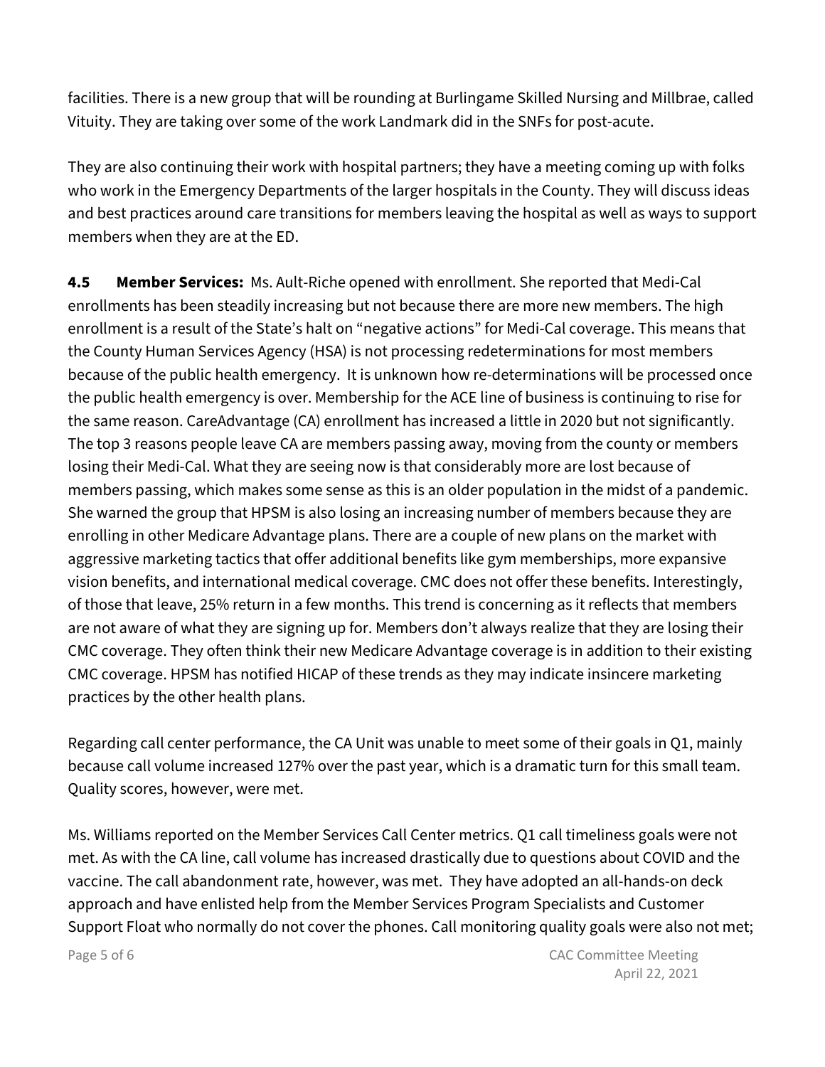facilities. There is a new group that will be rounding at Burlingame Skilled Nursing and Millbrae, called Vituity. They are taking over some of the work Landmark did in the SNFs for post-acute.

They are also continuing their work with hospital partners; they have a meeting coming up with folks who work in the Emergency Departments of the larger hospitals in the County. They will discuss ideas and best practices around care transitions for members leaving the hospital as well as ways to support members when they are at the ED.

**4.5 Member Services:** Ms. Ault-Riche opened with enrollment. She reported that Medi-Cal enrollments has been steadily increasing but not because there are more new members. The high enrollment is a result of the State's halt on "negative actions" for Medi-Cal coverage. This means that the County Human Services Agency (HSA) is not processing redeterminations for most members because of the public health emergency. It is unknown how re-determinations will be processed once the public health emergency is over. Membership for the ACE line of business is continuing to rise for the same reason. CareAdvantage (CA) enrollment has increased a little in 2020 but not significantly. The top 3 reasons people leave CA are members passing away, moving from the county or members losing their Medi-Cal. What they are seeing now is that considerably more are lost because of members passing, which makes some sense as this is an older population in the midst of a pandemic. She warned the group that HPSM is also losing an increasing number of members because they are enrolling in other Medicare Advantage plans. There are a couple of new plans on the market with aggressive marketing tactics that offer additional benefits like gym memberships, more expansive vision benefits, and international medical coverage. CMC does not offer these benefits. Interestingly, of those that leave, 25% return in a few months. This trend is concerning as it reflects that members are not aware of what they are signing up for. Members don't always realize that they are losing their CMC coverage. They often think their new Medicare Advantage coverage is in addition to their existing CMC coverage. HPSM has notified HICAP of these trends as they may indicate insincere marketing practices by the other health plans.

Regarding call center performance, the CA Unit was unable to meet some of their goals in Q1, mainly because call volume increased 127% over the past year, which is a dramatic turn for this small team. Quality scores, however, were met.

Ms. Williams reported on the Member Services Call Center metrics. Q1 call timeliness goals were not met. As with the CA line, call volume has increased drastically due to questions about COVID and the vaccine. The call abandonment rate, however, was met. They have adopted an all-hands-on deck approach and have enlisted help from the Member Services Program Specialists and Customer Support Float who normally do not cover the phones. Call monitoring quality goals were also not met;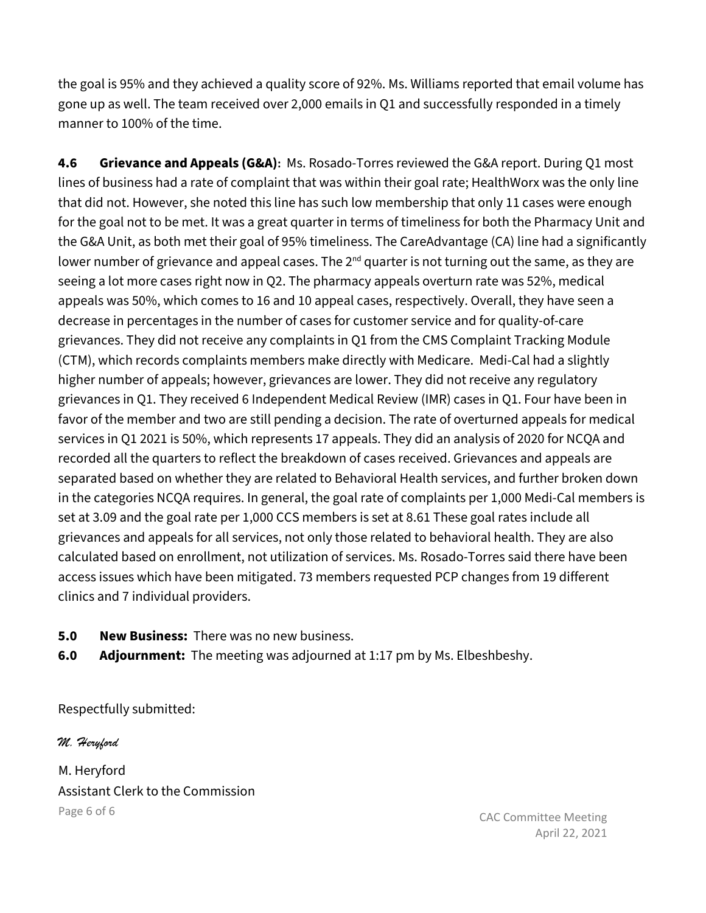the goal is 95% and they achieved a quality score of 92%. Ms. Williams reported that email volume has gone up as well. The team received over 2,000 emails in Q1 and successfully responded in a timely manner to 100% of the time.

**4.6 Grievance and Appeals (G&A):** Ms. Rosado-Torres reviewed the G&A report. During Q1 most lines of business had a rate of complaint that was within their goal rate; HealthWorx was the only line that did not. However, she noted this line has such low membership that only 11 cases were enough for the goal not to be met. It was a great quarter in terms of timeliness for both the Pharmacy Unit and the G&A Unit, as both met their goal of 95% timeliness. The CareAdvantage (CA) line had a significantly lower number of grievance and appeal cases. The 2nd quarter is not turning out the same, as they are seeing a lot more cases right now in Q2. The pharmacy appeals overturn rate was 52%, medical appeals was 50%, which comes to 16 and 10 appeal cases, respectively. Overall, they have seen a decrease in percentages in the number of cases for customer service and for quality-of-care grievances. They did not receive any complaints in Q1 from the CMS Complaint Tracking Module (CTM), which records complaints members make directly with Medicare. Medi-Cal had a slightly higher number of appeals; however, grievances are lower. They did not receive any regulatory grievances in Q1. They received 6 Independent Medical Review (IMR) cases in Q1. Four have been in favor of the member and two are still pending a decision. The rate of overturned appeals for medical services in Q1 2021 is 50%, which represents 17 appeals. They did an analysis of 2020 for NCQA and recorded all the quarters to reflect the breakdown of cases received. Grievances and appeals are separated based on whether they are related to Behavioral Health services, and further broken down in the categories NCQA requires. In general, the goal rate of complaints per 1,000 Medi-Cal members is set at 3.09 and the goal rate per 1,000 CCS members is set at 8.61 These goal rates include all grievances and appeals for all services, not only those related to behavioral health. They are also calculated based on enrollment, not utilization of services. Ms. Rosado-Torres said there have been access issues which have been mitigated. 73 members requested PCP changes from 19 different clinics and 7 individual providers.

**5.0 New Business:** There was no new business.

**6.0 Adjournment:** The meeting was adjourned at 1:17 pm by Ms. Elbeshbeshy.

Respectfully submitted:

*M. Heryford*

M. Heryford
Assistant Clerk to the Commission